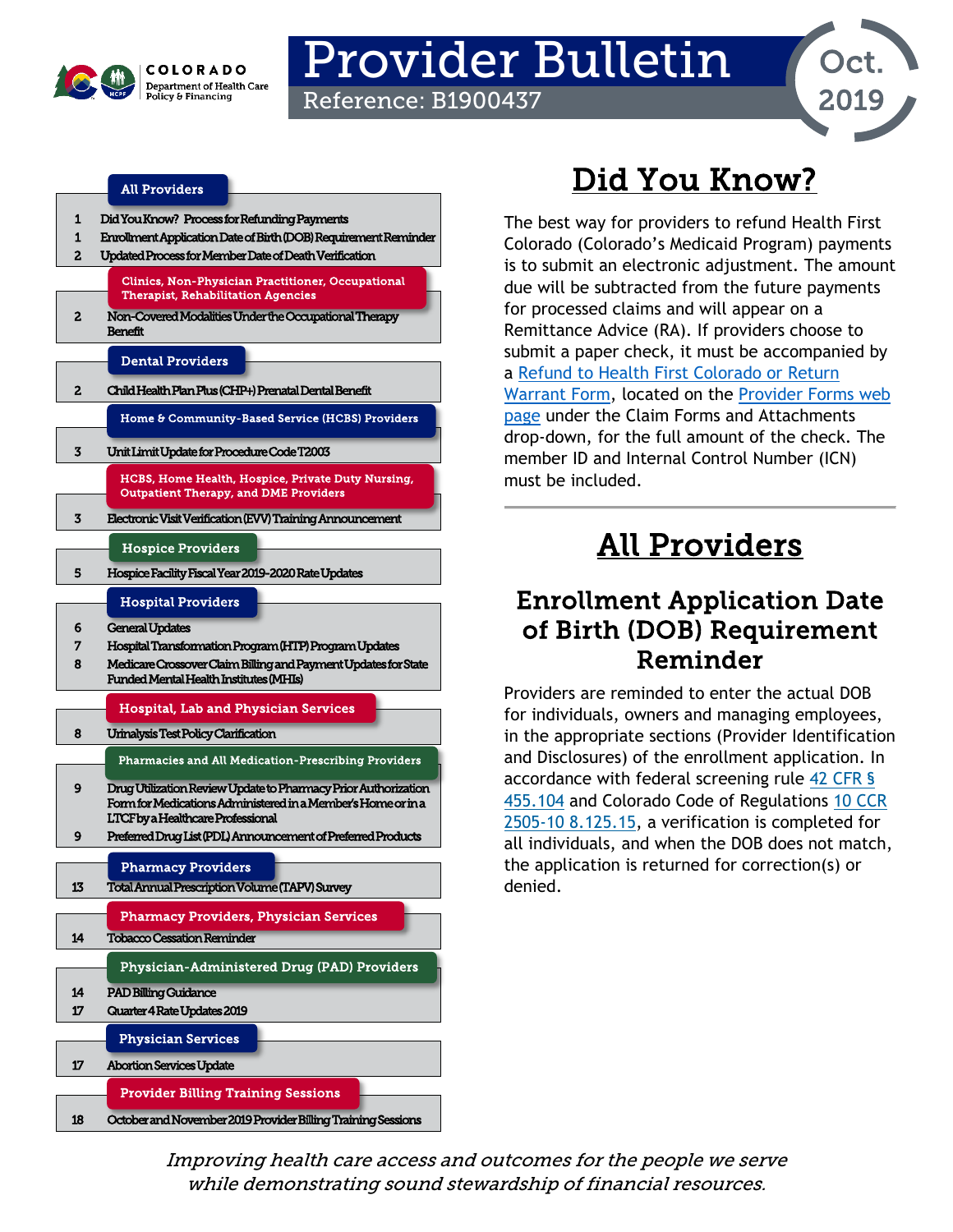COLORADO Department of Health Care Policy & Financing

# Provider Bulletin

Reference: B1900437

Oct. 2019

| Page | All Providers |
| --- | --- |
| 1 | Did You Know? Process for Refunding Payments |
| 1 | Enrollment Application Date of Birth (DOB) Requirement Reminder |
| 2 | Updated Process for Member Date of Death Verification |

| Page | Clinics, Non-Physician Practitioner, Occupational Therapist, Rehabilitation Agencies |
| --- | --- |
| 2 | Non-Covered Modalities Under the Occupational Therapy Benefit |

| Page | Dental Providers |
| --- | --- |
| 2 | Child Health Plan Plus (CHP+) Prenatal Dental Benefit |

| Page | Home & Community-Based Service (HCBS) Providers |
| --- | --- |
| 3 | Unit Limit Update for Procedure Code T2003 |

| Page | HCBS, Home Health, Hospice, Private Duty Nursing, Outpatient Therapy, and DME Providers |
| --- | --- |
| 3 | Electronic Visit Verification (EVV) Training Announcement |

| Page | Hospice Providers |
| --- | --- |
| 5 | Hospice Facility Fiscal Year 2019-2020 Rate Updates |

| Page | Hospital Providers |
| --- | --- |
| 6 | General Updates |
| 7 | Hospital Transformation Program (HTP) Program Updates |
| 8 | Medicare Crossover Claim Billing and Payment Updates for State Funded Mental Health Institutes (MHIs) |

| Page | Hospital, Lab and Physician Services |
| --- | --- |
| 8 | Urinalysis Test Policy Clarification |

| Page | Pharmacies and All Medication-Prescribing Providers |
| --- | --- |
| 9 | Drug Utilization Review Update to Pharmacy Prior Authorization Form for Medications Administered in a Member's Home or in a LTCF by a Healthcare Professional |
| 9 | Preferred Drug List (PDL) Announcement of Preferred Products |

| Page | Pharmacy Providers |
| --- | --- |
| 13 | Total Annual Prescription Volume (TAPV) Survey |

| Page | Pharmacy Providers, Physician Services |
| --- | --- |
| 14 | Tobacco Cessation Reminder |

| Page | Physician-Administered Drug (PAD) Providers |
| --- | --- |
| 14 | PAD Billing Guidance |
| 17 | Quarter 4 Rate Updates 2019 |

| Page | Physician Services |
| --- | --- |
| 17 | Abortion Services Update |

| Page | Provider Billing Training Sessions |
| --- | --- |
| 18 | October and November 2019 Provider Billing Training Sessions |

# Did You Know?

The best way for providers to refund Health First Colorado (Colorado's Medicaid Program) payments is to submit an electronic adjustment. The amount due will be subtracted from the future payments for processed claims and will appear on a Remittance Advice (RA). If providers choose to submit a paper check, it must be accompanied by a Refund to Health First Colorado or Return Warrant Form, located on the Provider Forms web page under the Claim Forms and Attachments drop-down, for the full amount of the check. The member ID and Internal Control Number (ICN) must be included.

# All Providers

## Enrollment Application Date of Birth (DOB) Requirement Reminder

Providers are reminded to enter the actual DOB for individuals, owners and managing employees, in the appropriate sections (Provider Identification and Disclosures) of the enrollment application. In accordance with federal screening rule 42 CFR § 455.104 and Colorado Code of Regulations 10 CCR 2505-10 8.125.15, a verification is completed for all individuals, and when the DOB does not match, the application is returned for correction(s) or denied.

*Improving health care access and outcomes for the people we serve while demonstrating sound stewardship of financial resources.*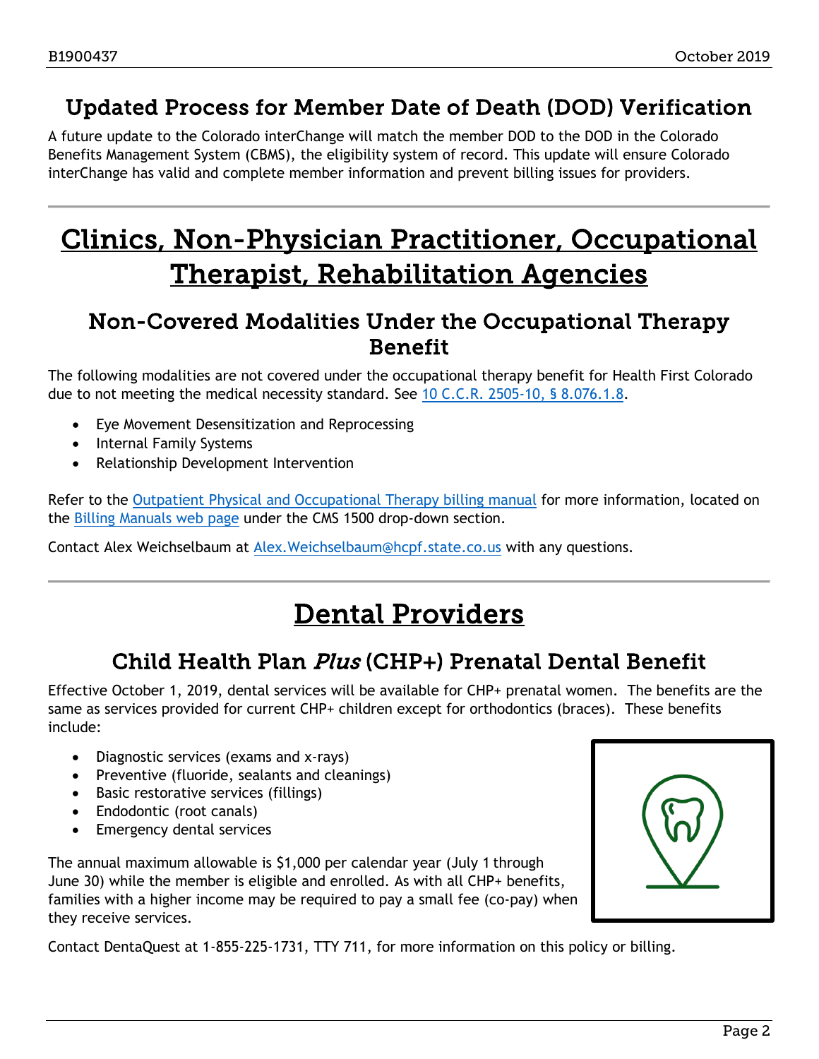## Updated Process for Member Date of Death (DOD) Verification

A future update to the Colorado interChange will match the member DOD to the DOD in the Colorado Benefits Management System (CBMS), the eligibility system of record. This update will ensure Colorado interChange has valid and complete member information and prevent billing issues for providers.

# Clinics, Non-Physician Practitioner, Occupational Therapist, Rehabilitation Agencies

## Non-Covered Modalities Under the Occupational Therapy Benefit

The following modalities are not covered under the occupational therapy benefit for Health First Colorado due to not meeting the medical necessity standard. See 10 C.C.R. 2505-10, § 8.076.1.8.

- Eye Movement Desensitization and Reprocessing
- Internal Family Systems
- Relationship Development Intervention

Refer to the Outpatient Physical and Occupational Therapy billing manual for more information, located on the Billing Manuals web page under the CMS 1500 drop-down section.

Contact Alex Weichselbaum at Alex.Weichselbaum@hcpf.state.co.us with any questions.

# Dental Providers

## Child Health Plan *Plus* (CHP+) Prenatal Dental Benefit

Effective October 1, 2019, dental services will be available for CHP+ prenatal women. The benefits are the same as services provided for current CHP+ children except for orthodontics (braces). These benefits include:

- Diagnostic services (exams and x-rays)
- Preventive (fluoride, sealants and cleanings)
- Basic restorative services (fillings)
- Endodontic (root canals)
- Emergency dental services

The annual maximum allowable is $1,000 per calendar year (July 1 through June 30) while the member is eligible and enrolled. As with all CHP+ benefits, families with a higher income may be required to pay a small fee (co-pay) when they receive services.

Contact DentaQuest at 1-855-225-1731, TTY 711, for more information on this policy or billing.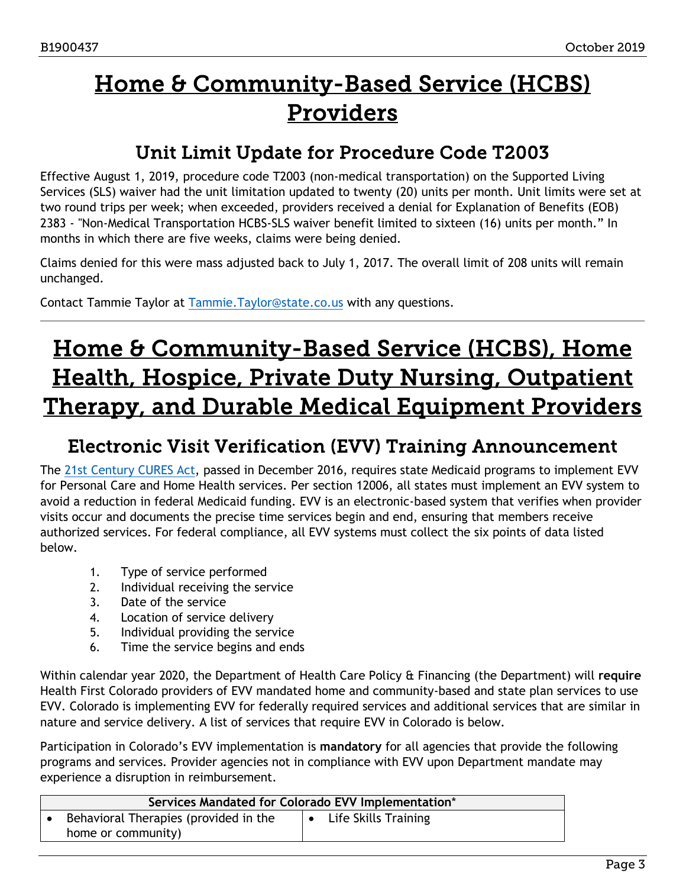# Home & Community-Based Service (HCBS) Providers

## Unit Limit Update for Procedure Code T2003

Effective August 1, 2019, procedure code T2003 (non-medical transportation) on the Supported Living Services (SLS) waiver had the unit limitation updated to twenty (20) units per month. Unit limits were set at two round trips per week; when exceeded, providers received a denial for Explanation of Benefits (EOB) 2383 - "Non-Medical Transportation HCBS-SLS waiver benefit limited to sixteen (16) units per month." In months in which there are five weeks, claims were being denied.

Claims denied for this were mass adjusted back to July 1, 2017. The overall limit of 208 units will remain unchanged.

Contact Tammie Taylor at Tammie.Taylor@state.co.us with any questions.

---

# Home & Community-Based Service (HCBS), Home Health, Hospice, Private Duty Nursing, Outpatient Therapy, and Durable Medical Equipment Providers

## Electronic Visit Verification (EVV) Training Announcement

The 21st Century CURES Act, passed in December 2016, requires state Medicaid programs to implement EVV for Personal Care and Home Health services. Per section 12006, all states must implement an EVV system to avoid a reduction in federal Medicaid funding. EVV is an electronic-based system that verifies when provider visits occur and documents the precise time services begin and end, ensuring that members receive authorized services. For federal compliance, all EVV systems must collect the six points of data listed below.

1. Type of service performed
2. Individual receiving the service
3. Date of the service
4. Location of service delivery
5. Individual providing the service
6. Time the service begins and ends

Within calendar year 2020, the Department of Health Care Policy & Financing (the Department) will **require** Health First Colorado providers of EVV mandated home and community-based and state plan services to use EVV. Colorado is implementing EVV for federally required services and additional services that are similar in nature and service delivery. A list of services that require EVV in Colorado is below.

Participation in Colorado's EVV implementation is **mandatory** for all agencies that provide the following programs and services. Provider agencies not in compliance with EVV upon Department mandate may experience a disruption in reimbursement.

| Services Mandated for Colorado EVV Implementation* | |
|---|---|
| • Behavioral Therapies (provided in the home or community) | • Life Skills Training |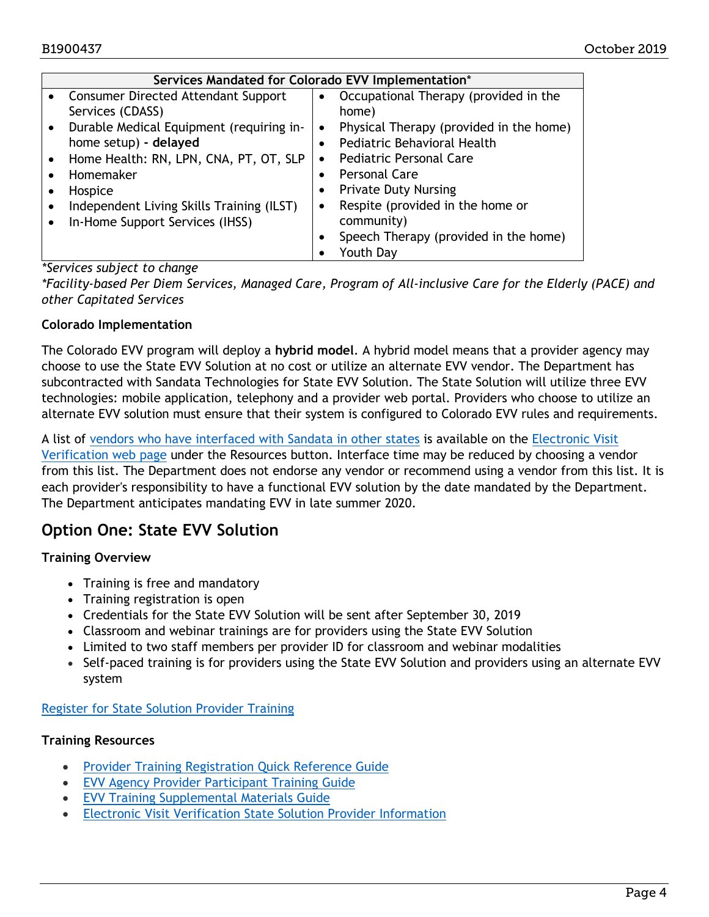| Services Mandated for Colorado EVV Implementation* | |
|---|---|
| • Consumer Directed Attendant Support Services (CDASS)<br>• Durable Medical Equipment (requiring in-home setup) - **delayed**<br>• Home Health: RN, LPN, CNA, PT, OT, SLP<br>• Homemaker<br>• Hospice<br>• Independent Living Skills Training (ILST)<br>• In-Home Support Services (IHSS) | • Occupational Therapy (provided in the home)<br>• Physical Therapy (provided in the home)<br>• Pediatric Behavioral Health<br>• Pediatric Personal Care<br>• Personal Care<br>• Private Duty Nursing<br>• Respite (provided in the home or community)<br>• Speech Therapy (provided in the home)<br>• Youth Day |

*\*Services subject to change*
*\*Facility-based Per Diem Services, Managed Care, Program of All-inclusive Care for the Elderly (PACE) and other Capitated Services*

**Colorado Implementation**

The Colorado EVV program will deploy a **hybrid model**. A hybrid model means that a provider agency may choose to use the State EVV Solution at no cost or utilize an alternate EVV vendor. The Department has subcontracted with Sandata Technologies for State EVV Solution. The State Solution will utilize three EVV technologies: mobile application, telephony and a provider web portal. Providers who choose to utilize an alternate EVV solution must ensure that their system is configured to Colorado EVV rules and requirements.

A list of vendors who have interfaced with Sandata in other states is available on the Electronic Visit Verification web page under the Resources button. Interface time may be reduced by choosing a vendor from this list. The Department does not endorse any vendor or recommend using a vendor from this list. It is each provider's responsibility to have a functional EVV solution by the date mandated by the Department. The Department anticipates mandating EVV in late summer 2020.

## Option One: State EVV Solution

**Training Overview**

- Training is free and mandatory
- Training registration is open
- Credentials for the State EVV Solution will be sent after September 30, 2019
- Classroom and webinar trainings are for providers using the State EVV Solution
- Limited to two staff members per provider ID for classroom and webinar modalities
- Self-paced training is for providers using the State EVV Solution and providers using an alternate EVV system

Register for State Solution Provider Training

**Training Resources**

- Provider Training Registration Quick Reference Guide
- EVV Agency Provider Participant Training Guide
- EVV Training Supplemental Materials Guide
- Electronic Visit Verification State Solution Provider Information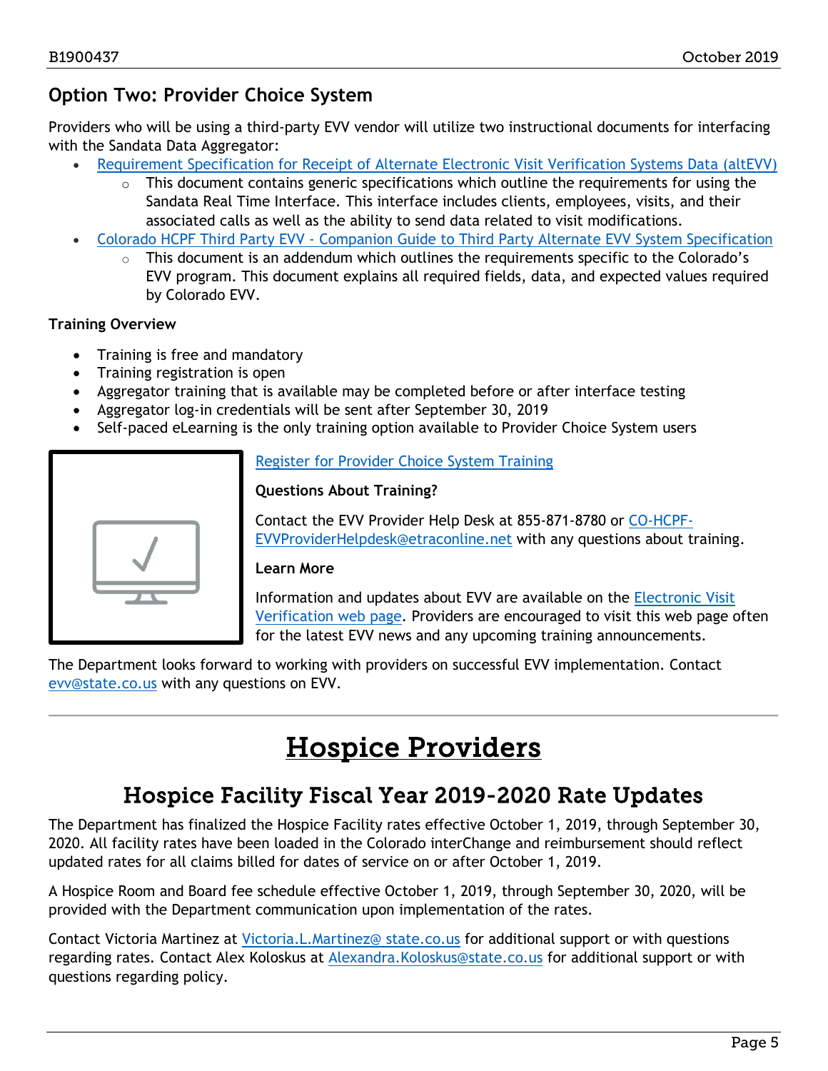## Option Two: Provider Choice System

Providers who will be using a third-party EVV vendor will utilize two instructional documents for interfacing with the Sandata Data Aggregator:

- Requirement Specification for Receipt of Alternate Electronic Visit Verification Systems Data (altEVV)
  - This document contains generic specifications which outline the requirements for using the Sandata Real Time Interface. This interface includes clients, employees, visits, and their associated calls as well as the ability to send data related to visit modifications.
- Colorado HCPF Third Party EVV - Companion Guide to Third Party Alternate EVV System Specification
  - This document is an addendum which outlines the requirements specific to the Colorado's EVV program. This document explains all required fields, data, and expected values required by Colorado EVV.

**Training Overview**

- Training is free and mandatory
- Training registration is open
- Aggregator training that is available may be completed before or after interface testing
- Aggregator log-in credentials will be sent after September 30, 2019
- Self-paced eLearning is the only training option available to Provider Choice System users

Register for Provider Choice System Training

**Questions About Training?**

Contact the EVV Provider Help Desk at 855-871-8780 or CO-HCPF-EVVProviderHelpdesk@etraconline.net with any questions about training.

**Learn More**

Information and updates about EVV are available on the Electronic Visit Verification web page. Providers are encouraged to visit this web page often for the latest EVV news and any upcoming training announcements.

The Department looks forward to working with providers on successful EVV implementation. Contact evv@state.co.us with any questions on EVV.

# Hospice Providers

## Hospice Facility Fiscal Year 2019-2020 Rate Updates

The Department has finalized the Hospice Facility rates effective October 1, 2019, through September 30, 2020. All facility rates have been loaded in the Colorado interChange and reimbursement should reflect updated rates for all claims billed for dates of service on or after October 1, 2019.

A Hospice Room and Board fee schedule effective October 1, 2019, through September 30, 2020, will be provided with the Department communication upon implementation of the rates.

Contact Victoria Martinez at Victoria.L.Martinez@ state.co.us for additional support or with questions regarding rates. Contact Alex Koloskus at Alexandra.Koloskus@state.co.us for additional support or with questions regarding policy.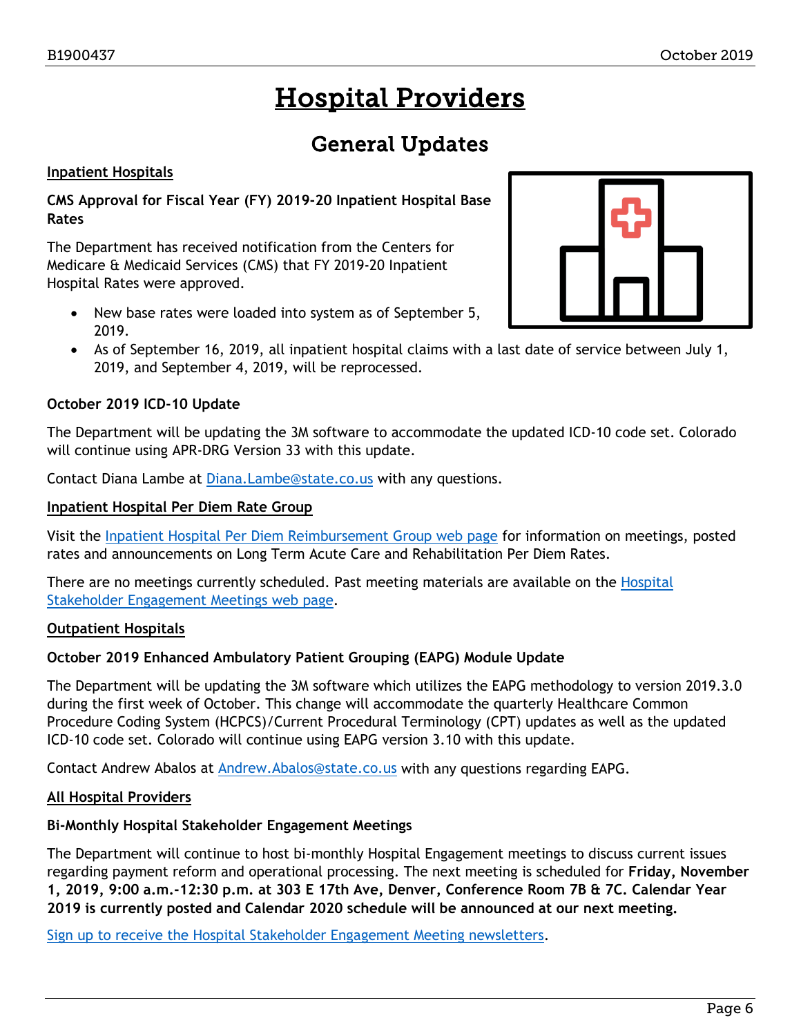# Hospital Providers

## General Updates

**Inpatient Hospitals**

**CMS Approval for Fiscal Year (FY) 2019-20 Inpatient Hospital Base Rates**

The Department has received notification from the Centers for Medicare & Medicaid Services (CMS) that FY 2019-20 Inpatient Hospital Rates were approved.

- New base rates were loaded into system as of September 5, 2019.
- As of September 16, 2019, all inpatient hospital claims with a last date of service between July 1, 2019, and September 4, 2019, will be reprocessed.

**October 2019 ICD-10 Update**

The Department will be updating the 3M software to accommodate the updated ICD-10 code set. Colorado will continue using APR-DRG Version 33 with this update.

Contact Diana Lambe at Diana.Lambe@state.co.us with any questions.

**Inpatient Hospital Per Diem Rate Group**

Visit the Inpatient Hospital Per Diem Reimbursement Group web page for information on meetings, posted rates and announcements on Long Term Acute Care and Rehabilitation Per Diem Rates.

There are no meetings currently scheduled. Past meeting materials are available on the Hospital Stakeholder Engagement Meetings web page.

**Outpatient Hospitals**

**October 2019 Enhanced Ambulatory Patient Grouping (EAPG) Module Update**

The Department will be updating the 3M software which utilizes the EAPG methodology to version 2019.3.0 during the first week of October. This change will accommodate the quarterly Healthcare Common Procedure Coding System (HCPCS)/Current Procedural Terminology (CPT) updates as well as the updated ICD-10 code set. Colorado will continue using EAPG version 3.10 with this update.

Contact Andrew Abalos at Andrew.Abalos@state.co.us with any questions regarding EAPG.

**All Hospital Providers**

**Bi-Monthly Hospital Stakeholder Engagement Meetings**

The Department will continue to host bi-monthly Hospital Engagement meetings to discuss current issues regarding payment reform and operational processing. The next meeting is scheduled for **Friday, November 1, 2019, 9:00 a.m.-12:30 p.m. at 303 E 17th Ave, Denver, Conference Room 7B & 7C. Calendar Year 2019 is currently posted and Calendar 2020 schedule will be announced at our next meeting.**

Sign up to receive the Hospital Stakeholder Engagement Meeting newsletters.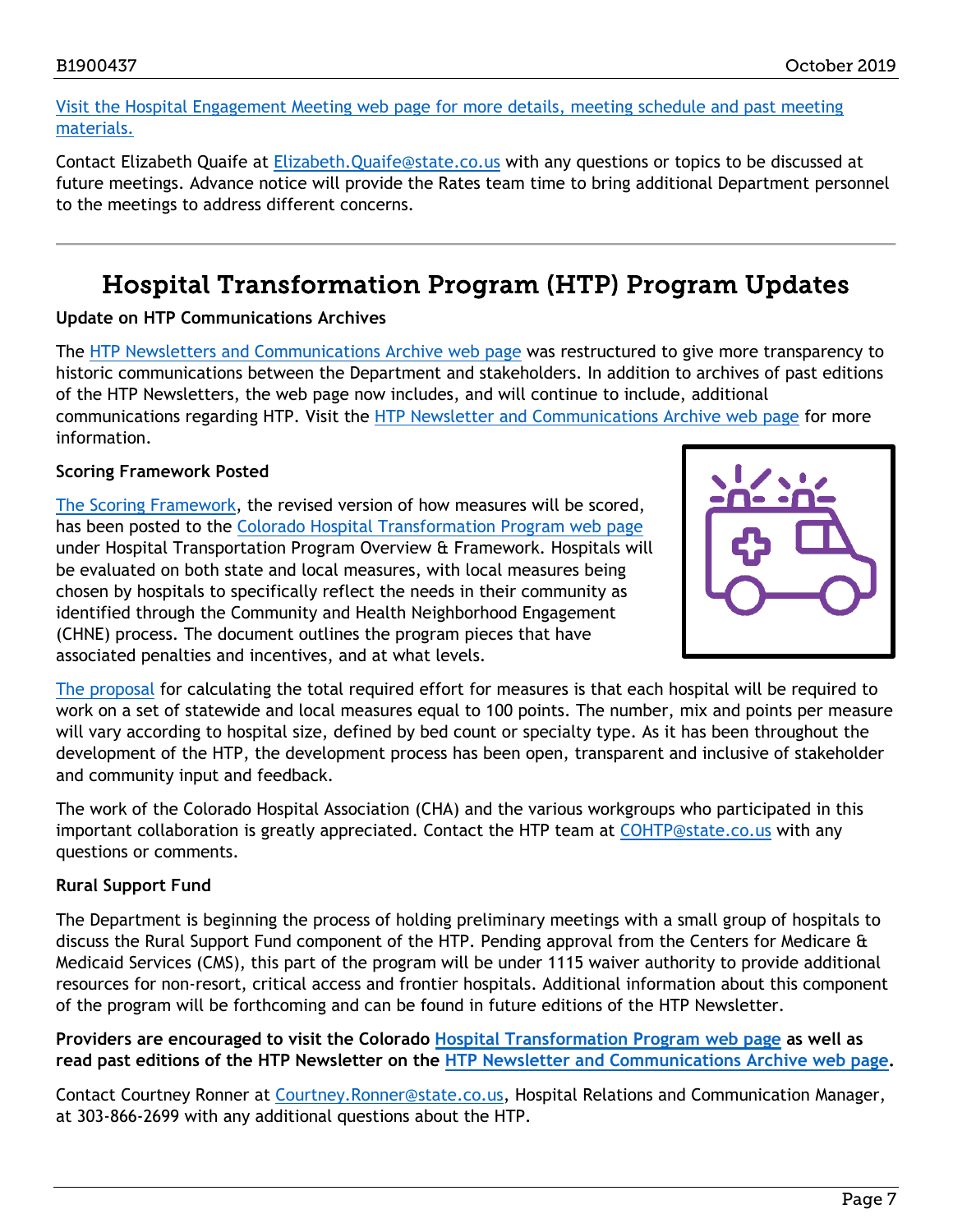Visit the Hospital Engagement Meeting web page for more details, meeting schedule and past meeting materials.

Contact Elizabeth Quaife at Elizabeth.Quaife@state.co.us with any questions or topics to be discussed at future meetings. Advance notice will provide the Rates team time to bring additional Department personnel to the meetings to address different concerns.

# Hospital Transformation Program (HTP) Program Updates

**Update on HTP Communications Archives**

The HTP Newsletters and Communications Archive web page was restructured to give more transparency to historic communications between the Department and stakeholders. In addition to archives of past editions of the HTP Newsletters, the web page now includes, and will continue to include, additional communications regarding HTP. Visit the HTP Newsletter and Communications Archive web page for more information.

**Scoring Framework Posted**

The Scoring Framework, the revised version of how measures will be scored, has been posted to the Colorado Hospital Transformation Program web page under Hospital Transportation Program Overview & Framework. Hospitals will be evaluated on both state and local measures, with local measures being chosen by hospitals to specifically reflect the needs in their community as identified through the Community and Health Neighborhood Engagement (CHNE) process. The document outlines the program pieces that have associated penalties and incentives, and at what levels.

The proposal for calculating the total required effort for measures is that each hospital will be required to work on a set of statewide and local measures equal to 100 points. The number, mix and points per measure will vary according to hospital size, defined by bed count or specialty type. As it has been throughout the development of the HTP, the development process has been open, transparent and inclusive of stakeholder and community input and feedback.

The work of the Colorado Hospital Association (CHA) and the various workgroups who participated in this important collaboration is greatly appreciated. Contact the HTP team at COHTP@state.co.us with any questions or comments.

**Rural Support Fund**

The Department is beginning the process of holding preliminary meetings with a small group of hospitals to discuss the Rural Support Fund component of the HTP. Pending approval from the Centers for Medicare & Medicaid Services (CMS), this part of the program will be under 1115 waiver authority to provide additional resources for non-resort, critical access and frontier hospitals. Additional information about this component of the program will be forthcoming and can be found in future editions of the HTP Newsletter.

**Providers are encouraged to visit the Colorado Hospital Transformation Program web page as well as read past editions of the HTP Newsletter on the HTP Newsletter and Communications Archive web page.**

Contact Courtney Ronner at Courtney.Ronner@state.co.us, Hospital Relations and Communication Manager, at 303-866-2699 with any additional questions about the HTP.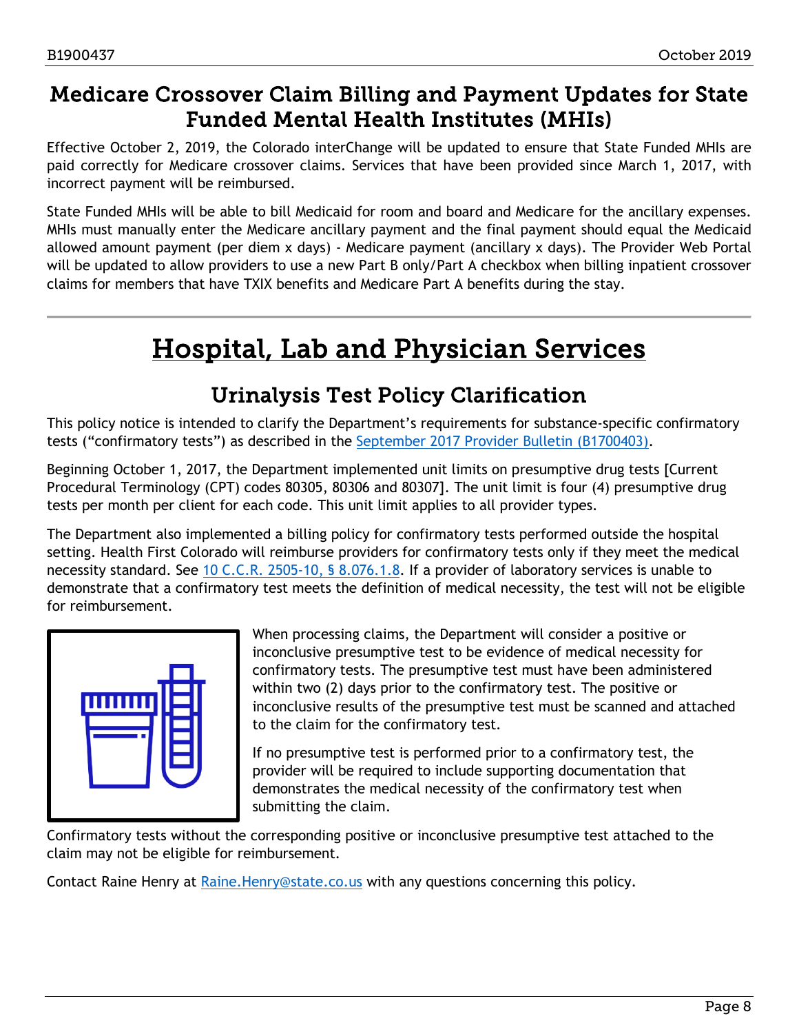## Medicare Crossover Claim Billing and Payment Updates for State Funded Mental Health Institutes (MHIs)

Effective October 2, 2019, the Colorado interChange will be updated to ensure that State Funded MHIs are paid correctly for Medicare crossover claims. Services that have been provided since March 1, 2017, with incorrect payment will be reimbursed.

State Funded MHIs will be able to bill Medicaid for room and board and Medicare for the ancillary expenses. MHIs must manually enter the Medicare ancillary payment and the final payment should equal the Medicaid allowed amount payment (per diem x days) - Medicare payment (ancillary x days). The Provider Web Portal will be updated to allow providers to use a new Part B only/Part A checkbox when billing inpatient crossover claims for members that have TXIX benefits and Medicare Part A benefits during the stay.

---

# Hospital, Lab and Physician Services

## Urinalysis Test Policy Clarification

This policy notice is intended to clarify the Department's requirements for substance-specific confirmatory tests ("confirmatory tests") as described in the [September 2017 Provider Bulletin (B1700403)](#).

Beginning October 1, 2017, the Department implemented unit limits on presumptive drug tests [Current Procedural Terminology (CPT) codes 80305, 80306 and 80307]. The unit limit is four (4) presumptive drug tests per month per client for each code. This unit limit applies to all provider types.

The Department also implemented a billing policy for confirmatory tests performed outside the hospital setting. Health First Colorado will reimburse providers for confirmatory tests only if they meet the medical necessity standard. See [10 C.C.R. 2505-10, § 8.076.1.8](#). If a provider of laboratory services is unable to demonstrate that a confirmatory test meets the definition of medical necessity, the test will not be eligible for reimbursement.

When processing claims, the Department will consider a positive or inconclusive presumptive test to be evidence of medical necessity for confirmatory tests. The presumptive test must have been administered within two (2) days prior to the confirmatory test. The positive or inconclusive results of the presumptive test must be scanned and attached to the claim for the confirmatory test.

If no presumptive test is performed prior to a confirmatory test, the provider will be required to include supporting documentation that demonstrates the medical necessity of the confirmatory test when submitting the claim.

Confirmatory tests without the corresponding positive or inconclusive presumptive test attached to the claim may not be eligible for reimbursement.

Contact Raine Henry at [Raine.Henry@state.co.us](mailto:Raine.Henry@state.co.us) with any questions concerning this policy.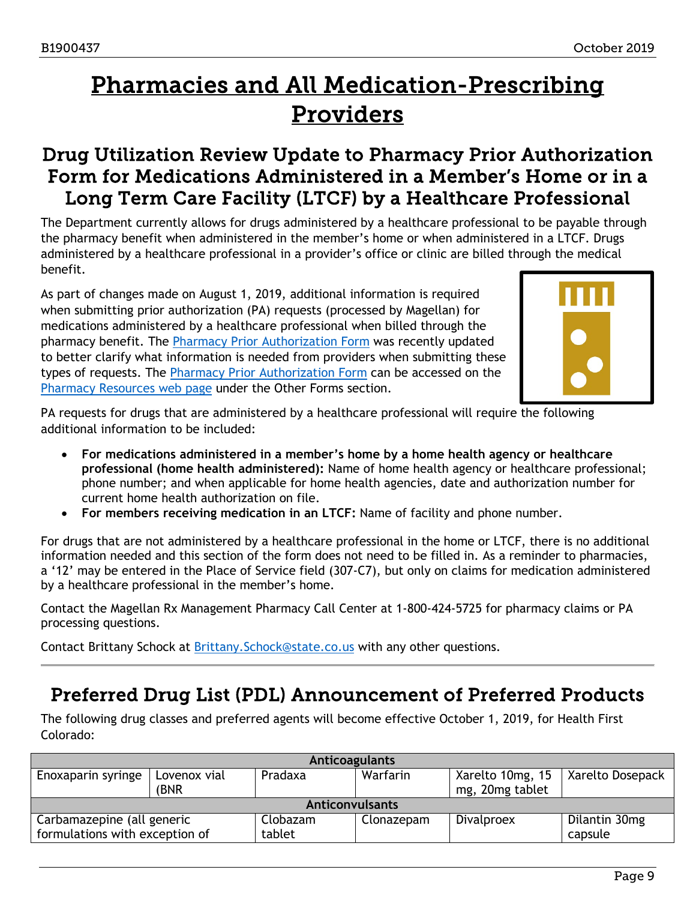# Pharmacies and All Medication-Prescribing Providers

## Drug Utilization Review Update to Pharmacy Prior Authorization Form for Medications Administered in a Member's Home or in a Long Term Care Facility (LTCF) by a Healthcare Professional

The Department currently allows for drugs administered by a healthcare professional to be payable through the pharmacy benefit when administered in the member's home or when administered in a LTCF. Drugs administered by a healthcare professional in a provider's office or clinic are billed through the medical benefit.

As part of changes made on August 1, 2019, additional information is required when submitting prior authorization (PA) requests (processed by Magellan) for medications administered by a healthcare professional when billed through the pharmacy benefit. The Pharmacy Prior Authorization Form was recently updated to better clarify what information is needed from providers when submitting these types of requests. The Pharmacy Prior Authorization Form can be accessed on the Pharmacy Resources web page under the Other Forms section.

PA requests for drugs that are administered by a healthcare professional will require the following additional information to be included:

- **For medications administered in a member's home by a home health agency or healthcare professional (home health administered):** Name of home health agency or healthcare professional; phone number; and when applicable for home health agencies, date and authorization number for current home health authorization on file.
- **For members receiving medication in an LTCF:** Name of facility and phone number.

For drugs that are not administered by a healthcare professional in the home or LTCF, there is no additional information needed and this section of the form does not need to be filled in. As a reminder to pharmacies, a '12' may be entered in the Place of Service field (307-C7), but only on claims for medication administered by a healthcare professional in the member's home.

Contact the Magellan Rx Management Pharmacy Call Center at 1-800-424-5725 for pharmacy claims or PA processing questions.

Contact Brittany Schock at Brittany.Schock@state.co.us with any other questions.

---

## Preferred Drug List (PDL) Announcement of Preferred Products

The following drug classes and preferred agents will become effective October 1, 2019, for Health First Colorado:

| Anticoagulants | | | | | |
|---|---|---|---|---|---|
| Enoxaparin syringe | Lovenox vial (BNR | Pradaxa | Warfarin | Xarelto 10mg, 15 mg, 20mg tablet | Xarelto Dosepack |
| **Anticonvulsants** | | | | | |
| Carbamazepine (all generic formulations with exception of | | Clobazam tablet | Clonazepam | Divalproex | Dilantin 30mg capsule |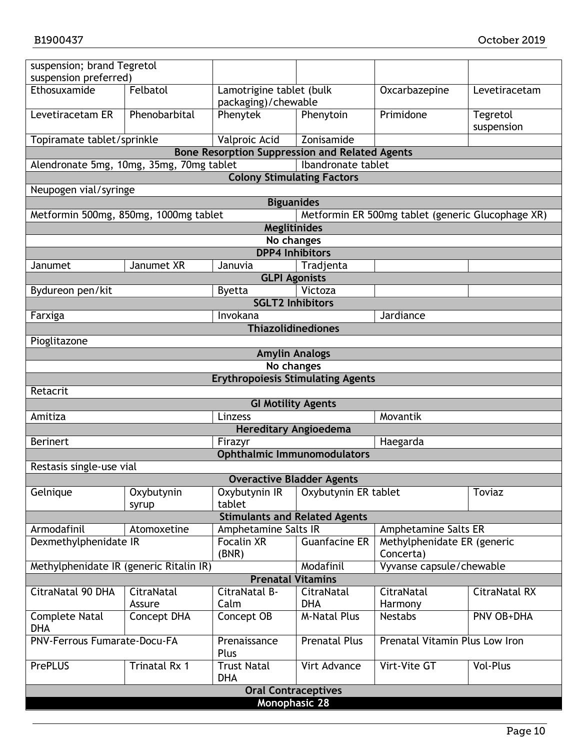| | | | | | |
|---|---|---|---|---|---|
| suspension; brand Tegretol suspension preferred) | | | | | |
| Ethosuximide | Felbatol | Lamotrigine tablet (bulk packaging)/chewable | | Oxcarbazepine | Levetiracetam |
| Levetiracetam ER | Phenobarbital | Phenytek | Phenytoin | Primidone | Tegretol suspension |
| Topiramate tablet/sprinkle | | Valproic Acid | Zonisamide | | |
| **Bone Resorption Suppression and Related Agents** | | | | | |
| Alendronate 5mg, 10mg, 35mg, 70mg tablet | | | Ibandronate tablet | | |
| **Colony Stimulating Factors** | | | | | |
| Neupogen vial/syringe | | | | | |
| **Biguanides** | | | | | |
| Metformin 500mg, 850mg, 1000mg tablet | | | Metformin ER 500mg tablet (generic Glucophage XR) | | |
| **Meglitinides** | | | | | |
| No changes | | | | | |
| **DPP4 Inhibitors** | | | | | |
| Janumet | Janumet XR | Januvia | Tradjenta | | |
| **GLPI Agonists** | | | | | |
| Bydureon pen/kit | | Byetta | Victoza | | |
| **SGLT2 Inhibitors** | | | | | |
| Farxiga | | Invokana | | Jardiance | |
| **Thiazolidinediones** | | | | | |
| Pioglitazone | | | | | |
| **Amylin Analogs** | | | | | |
| No changes | | | | | |
| **Erythropoiesis Stimulating Agents** | | | | | |
| Retacrit | | | | | |
| **GI Motility Agents** | | | | | |
| Amitiza | | Linzess | | Movantik | |
| **Hereditary Angioedema** | | | | | |
| Berinert | | Firazyr | | Haegarda | |
| **Ophthalmic Immunomodulators** | | | | | |
| Restasis single-use vial | | | | | |
| **Overactive Bladder Agents** | | | | | |
| Gelnique | Oxybutynin syrup | Oxybutynin IR tablet | Oxybutynin ER tablet | | Toviaz |
| **Stimulants and Related Agents** | | | | | |
| Armodafinil | Atomoxetine | Amphetamine Salts IR | | Amphetamine Salts ER | |
| Dexmethylphenidate IR | | Focalin XR (BNR) | Guanfacine ER | Methylphenidate ER (generic Concerta) | |
| Methylphenidate IR (generic Ritalin IR) | | | Modafinil | Vyvanse capsule/chewable | |
| **Prenatal Vitamins** | | | | | |
| CitraNatal 90 DHA | CitraNatal Assure | CitraNatal B-Calm | CitraNatal DHA | CitraNatal Harmony | CitraNatal RX |
| Complete Natal DHA | Concept DHA | Concept OB | M-Natal Plus | Nestabs | PNV OB+DHA |
| PNV-Ferrous Fumarate-Docu-FA | | Prenaissance Plus | Prenatal Plus | Prenatal Vitamin Plus Low Iron | |
| PrePLUS | Trinatal Rx 1 | Trust Natal DHA | Virt Advance | Virt-Vite GT | Vol-Plus |
| **Oral Contraceptives** | | | | | |
| **Monophasic 28** | | | | | |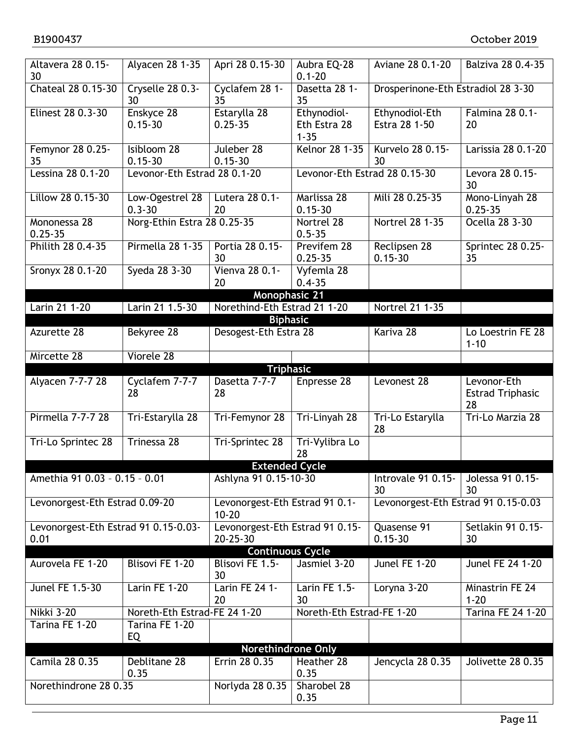| | | | | | |
|---|---|---|---|---|---|
| Altavera 28 0.15-30 | Alyacen 28 1-35 | Apri 28 0.15-30 | Aubra EQ-28 0.1-20 | Aviane 28 0.1-20 | Balziva 28 0.4-35 |
| Chateal 28 0.15-30 | Cryselle 28 0.3-30 | Cyclafem 28 1-35 | Dasetta 28 1-35 | Drosperinone-Eth Estradiol 28 3-30 | |
| Elinest 28 0.3-30 | Enskyce 28 0.15-30 | Estarylla 28 0.25-35 | Ethynodiol-Eth Estra 28 1-35 | Ethynodiol-Eth Estra 28 1-50 | Falmina 28 0.1-20 |
| Femynor 28 0.25-35 | Isibloom 28 0.15-30 | Juleber 28 0.15-30 | Kelnor 28 1-35 | Kurvelo 28 0.15-30 | Larissia 28 0.1-20 |
| Lessina 28 0.1-20 | Levonor-Eth Estrad 28 0.1-20 | | Levonor-Eth Estrad 28 0.15-30 | | Levora 28 0.15-30 |
| Lillow 28 0.15-30 | Low-Ogestrel 28 0.3-30 | Lutera 28 0.1-20 | Marlissa 28 0.15-30 | Mili 28 0.25-35 | Mono-Linyah 28 0.25-35 |
| Mononessa 28 0.25-35 | Norg-Ethin Estra 28 0.25-35 | | Nortrel 28 0.5-35 | Nortrel 28 1-35 | Ocella 28 3-30 |
| Philith 28 0.4-35 | Pirmella 28 1-35 | Portia 28 0.15-30 | Previfem 28 0.25-35 | Reclipsen 28 0.15-30 | Sprintec 28 0.25-35 |
| Sronyx 28 0.1-20 | Syeda 28 3-30 | Vienva 28 0.1-20 | Vyfemla 28 0.4-35 | | |
| **Monophasic 21** | | | | | |
| Larin 21 1-20 | Larin 21 1.5-30 | Norethind-Eth Estrad 21 1-20 | | Nortrel 21 1-35 | |
| **Biphasic** | | | | | |
| Azurette 28 | Bekyree 28 | Desogest-Eth Estra 28 | | Kariva 28 | Lo Loestrin FE 28 1-10 |
| Mircette 28 | Viorele 28 | | | | |
| **Triphasic** | | | | | |
| Alyacen 7-7-7 28 | Cyclafem 7-7-7 28 | Dasetta 7-7-7 28 | Enpresse 28 | Levonest 28 | Levonor-Eth Estrad Triphasic 28 |
| Pirmella 7-7-7 28 | Tri-Estarylla 28 | Tri-Femynor 28 | Tri-Linyah 28 | Tri-Lo Estarylla 28 | Tri-Lo Marzia 28 |
| Tri-Lo Sprintec 28 | Trinessa 28 | Tri-Sprintec 28 | Tri-Vylibra Lo 28 | | |
| **Extended Cycle** | | | | | |
| Amethia 91 0.03 – 0.15 – 0.01 | | Ashlyna 91 0.15-10-30 | | Introvale 91 0.15-30 | Jolessa 91 0.15-30 |
| Levonorgest-Eth Estrad 0.09-20 | | Levonorgest-Eth Estrad 91 0.1-10-20 | | Levonorgest-Eth Estrad 91 0.15-0.03 | |
| Levonorgest-Eth Estrad 91 0.15-0.03-0.01 | | Levonorgest-Eth Estrad 91 0.15-20-25-30 | | Quasense 91 0.15-30 | Setlakin 91 0.15-30 |
| **Continuous Cycle** | | | | | |
| Aurovela FE 1-20 | Blisovi FE 1-20 | Blisovi FE 1.5-30 | Jasmiel 3-20 | Junel FE 1-20 | Junel FE 24 1-20 |
| Junel FE 1.5-30 | Larin FE 1-20 | Larin FE 24 1-20 | Larin FE 1.5-30 | Loryna 3-20 | Minastrin FE 24 1-20 |
| Nikki 3-20 | Noreth-Eth Estrad-FE 24 1-20 | | Noreth-Eth Estrad-FE 1-20 | | Tarina FE 24 1-20 |
| Tarina FE 1-20 | Tarina FE 1-20 EQ | | | | |
| **Norethindrone Only** | | | | | |
| Camila 28 0.35 | Deblitane 28 0.35 | Errin 28 0.35 | Heather 28 0.35 | Jencycla 28 0.35 | Jolivette 28 0.35 |
| Norethindrone 28 0.35 | | Norlyda 28 0.35 | Sharobel 28 0.35 | | |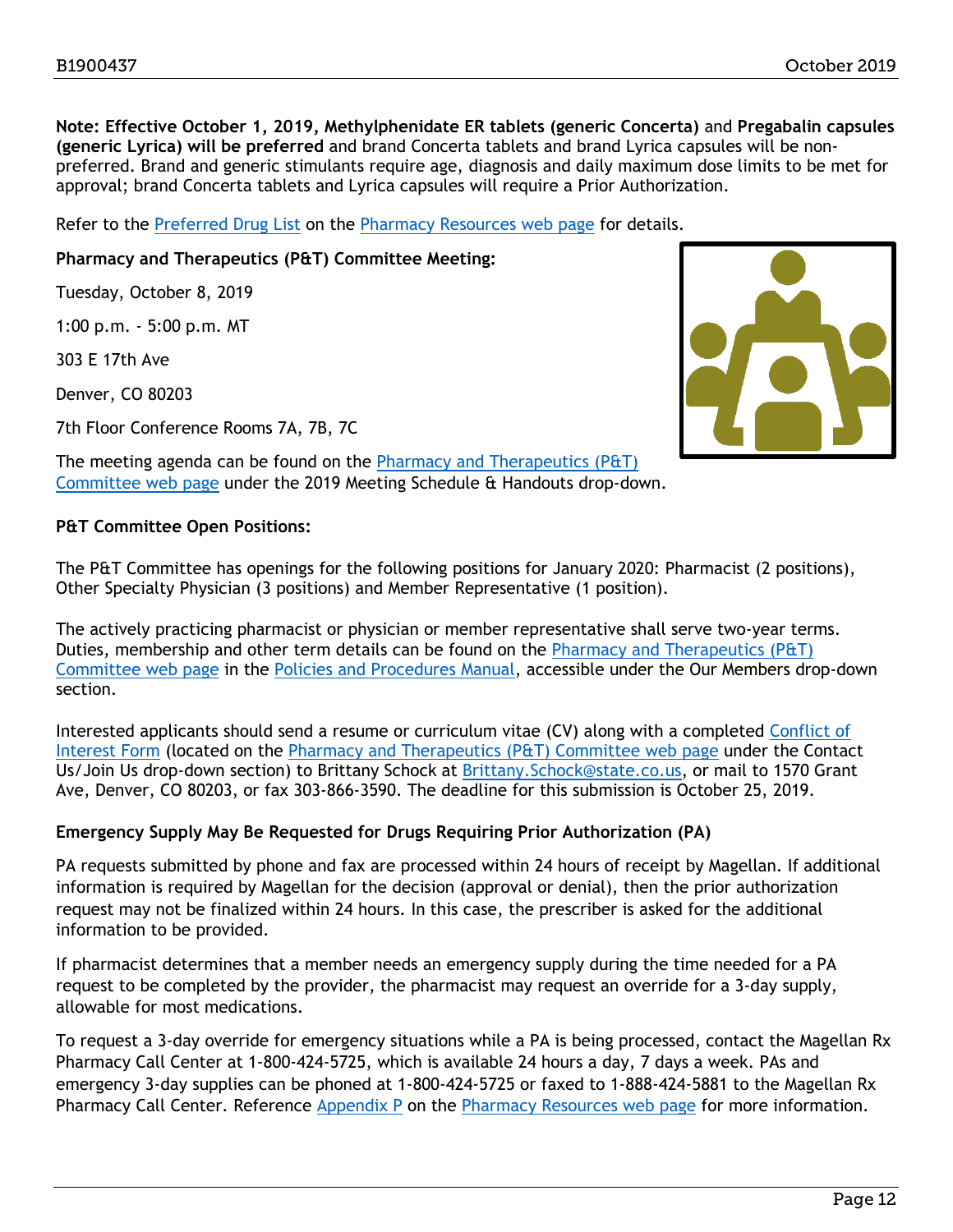**Note: Effective October 1, 2019, Methylphenidate ER tablets (generic Concerta)** and **Pregabalin capsules (generic Lyrica) will be preferred** and brand Concerta tablets and brand Lyrica capsules will be non-preferred. Brand and generic stimulants require age, diagnosis and daily maximum dose limits to be met for approval; brand Concerta tablets and Lyrica capsules will require a Prior Authorization.

Refer to the Preferred Drug List on the Pharmacy Resources web page for details.

**Pharmacy and Therapeutics (P&T) Committee Meeting:**

Tuesday, October 8, 2019

1:00 p.m. - 5:00 p.m. MT

303 E 17th Ave

Denver, CO 80203

7th Floor Conference Rooms 7A, 7B, 7C

The meeting agenda can be found on the Pharmacy and Therapeutics (P&T) Committee web page under the 2019 Meeting Schedule & Handouts drop-down.

**P&T Committee Open Positions:**

The P&T Committee has openings for the following positions for January 2020: Pharmacist (2 positions), Other Specialty Physician (3 positions) and Member Representative (1 position).

The actively practicing pharmacist or physician or member representative shall serve two-year terms. Duties, membership and other term details can be found on the Pharmacy and Therapeutics (P&T) Committee web page in the Policies and Procedures Manual, accessible under the Our Members drop-down section.

Interested applicants should send a resume or curriculum vitae (CV) along with a completed Conflict of Interest Form (located on the Pharmacy and Therapeutics (P&T) Committee web page under the Contact Us/Join Us drop-down section) to Brittany Schock at Brittany.Schock@state.co.us, or mail to 1570 Grant Ave, Denver, CO 80203, or fax 303-866-3590. The deadline for this submission is October 25, 2019.

**Emergency Supply May Be Requested for Drugs Requiring Prior Authorization (PA)**

PA requests submitted by phone and fax are processed within 24 hours of receipt by Magellan. If additional information is required by Magellan for the decision (approval or denial), then the prior authorization request may not be finalized within 24 hours. In this case, the prescriber is asked for the additional information to be provided.

If pharmacist determines that a member needs an emergency supply during the time needed for a PA request to be completed by the provider, the pharmacist may request an override for a 3-day supply, allowable for most medications.

To request a 3-day override for emergency situations while a PA is being processed, contact the Magellan Rx Pharmacy Call Center at 1-800-424-5725, which is available 24 hours a day, 7 days a week. PAs and emergency 3-day supplies can be phoned at 1-800-424-5725 or faxed to 1-888-424-5881 to the Magellan Rx Pharmacy Call Center. Reference Appendix P on the Pharmacy Resources web page for more information.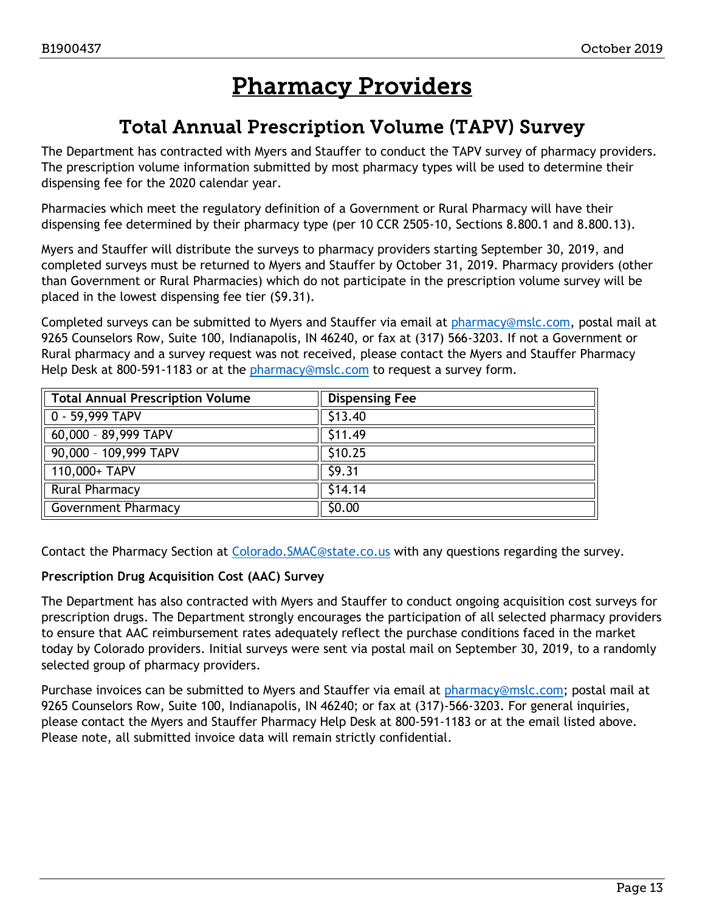# Pharmacy Providers

## Total Annual Prescription Volume (TAPV) Survey

The Department has contracted with Myers and Stauffer to conduct the TAPV survey of pharmacy providers. The prescription volume information submitted by most pharmacy types will be used to determine their dispensing fee for the 2020 calendar year.

Pharmacies which meet the regulatory definition of a Government or Rural Pharmacy will have their dispensing fee determined by their pharmacy type (per 10 CCR 2505-10, Sections 8.800.1 and 8.800.13).

Myers and Stauffer will distribute the surveys to pharmacy providers starting September 30, 2019, and completed surveys must be returned to Myers and Stauffer by October 31, 2019. Pharmacy providers (other than Government or Rural Pharmacies) which do not participate in the prescription volume survey will be placed in the lowest dispensing fee tier ($9.31).

Completed surveys can be submitted to Myers and Stauffer via email at pharmacy@mslc.com, postal mail at 9265 Counselors Row, Suite 100, Indianapolis, IN 46240, or fax at (317) 566-3203. If not a Government or Rural pharmacy and a survey request was not received, please contact the Myers and Stauffer Pharmacy Help Desk at 800-591-1183 or at the pharmacy@mslc.com to request a survey form.

| Total Annual Prescription Volume | Dispensing Fee |
|---|---|
| 0 - 59,999 TAPV | $13.40 |
| 60,000 – 89,999 TAPV | $11.49 |
| 90,000 – 109,999 TAPV | $10.25 |
| 110,000+ TAPV | $9.31 |
| Rural Pharmacy | $14.14 |
| Government Pharmacy | $0.00 |

Contact the Pharmacy Section at Colorado.SMAC@state.co.us with any questions regarding the survey.

**Prescription Drug Acquisition Cost (AAC) Survey**

The Department has also contracted with Myers and Stauffer to conduct ongoing acquisition cost surveys for prescription drugs. The Department strongly encourages the participation of all selected pharmacy providers to ensure that AAC reimbursement rates adequately reflect the purchase conditions faced in the market today by Colorado providers. Initial surveys were sent via postal mail on September 30, 2019, to a randomly selected group of pharmacy providers.

Purchase invoices can be submitted to Myers and Stauffer via email at pharmacy@mslc.com; postal mail at 9265 Counselors Row, Suite 100, Indianapolis, IN 46240; or fax at (317)-566-3203. For general inquiries, please contact the Myers and Stauffer Pharmacy Help Desk at 800-591-1183 or at the email listed above. Please note, all submitted invoice data will remain strictly confidential.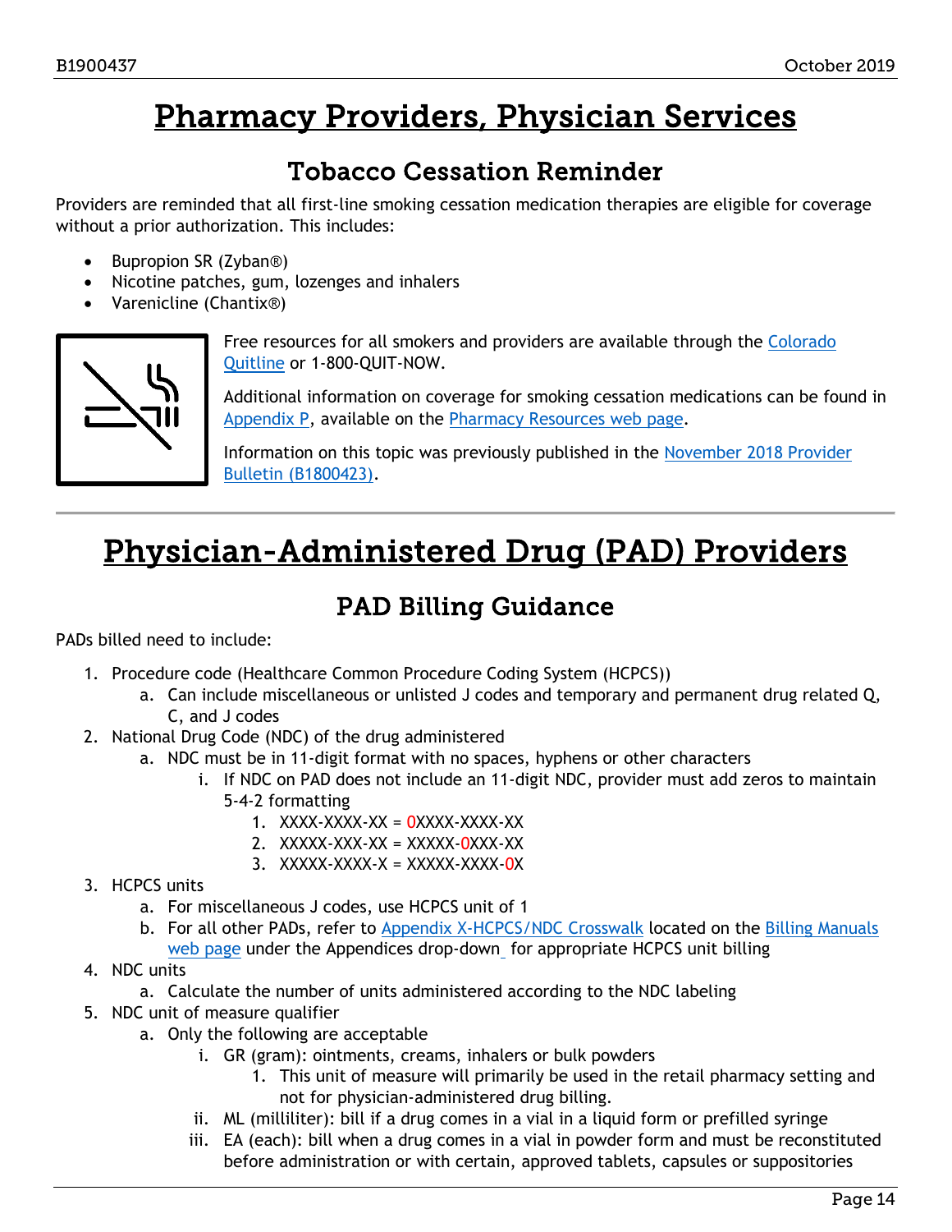# Pharmacy Providers, Physician Services

## Tobacco Cessation Reminder

Providers are reminded that all first-line smoking cessation medication therapies are eligible for coverage without a prior authorization. This includes:

- Bupropion SR (Zyban®)
- Nicotine patches, gum, lozenges and inhalers
- Varenicline (Chantix®)

Free resources for all smokers and providers are available through the Colorado Quitline or 1-800-QUIT-NOW.

Additional information on coverage for smoking cessation medications can be found in Appendix P, available on the Pharmacy Resources web page.

Information on this topic was previously published in the November 2018 Provider Bulletin (B1800423).

# Physician-Administered Drug (PAD) Providers

## PAD Billing Guidance

PADs billed need to include:

1. Procedure code (Healthcare Common Procedure Coding System (HCPCS))
   a. Can include miscellaneous or unlisted J codes and temporary and permanent drug related Q, C, and J codes
2. National Drug Code (NDC) of the drug administered
   a. NDC must be in 11-digit format with no spaces, hyphens or other characters
      i. If NDC on PAD does not include an 11-digit NDC, provider must add zeros to maintain 5-4-2 formatting
         1. XXXX-XXXX-XX = 0XXXX-XXXX-XX
         2. XXXXX-XXX-XX = XXXXX-0XXX-XX
         3. XXXXX-XXXX-X = XXXXX-XXXX-0X
3. HCPCS units
   a. For miscellaneous J codes, use HCPCS unit of 1
   b. For all other PADs, refer to Appendix X-HCPCS/NDC Crosswalk located on the Billing Manuals web page under the Appendices drop-down for appropriate HCPCS unit billing
4. NDC units
   a. Calculate the number of units administered according to the NDC labeling
5. NDC unit of measure qualifier
   a. Only the following are acceptable
      i. GR (gram): ointments, creams, inhalers or bulk powders
         1. This unit of measure will primarily be used in the retail pharmacy setting and not for physician-administered drug billing.
      ii. ML (milliliter): bill if a drug comes in a vial in a liquid form or prefilled syringe
      iii. EA (each): bill when a drug comes in a vial in powder form and must be reconstituted before administration or with certain, approved tablets, capsules or suppositories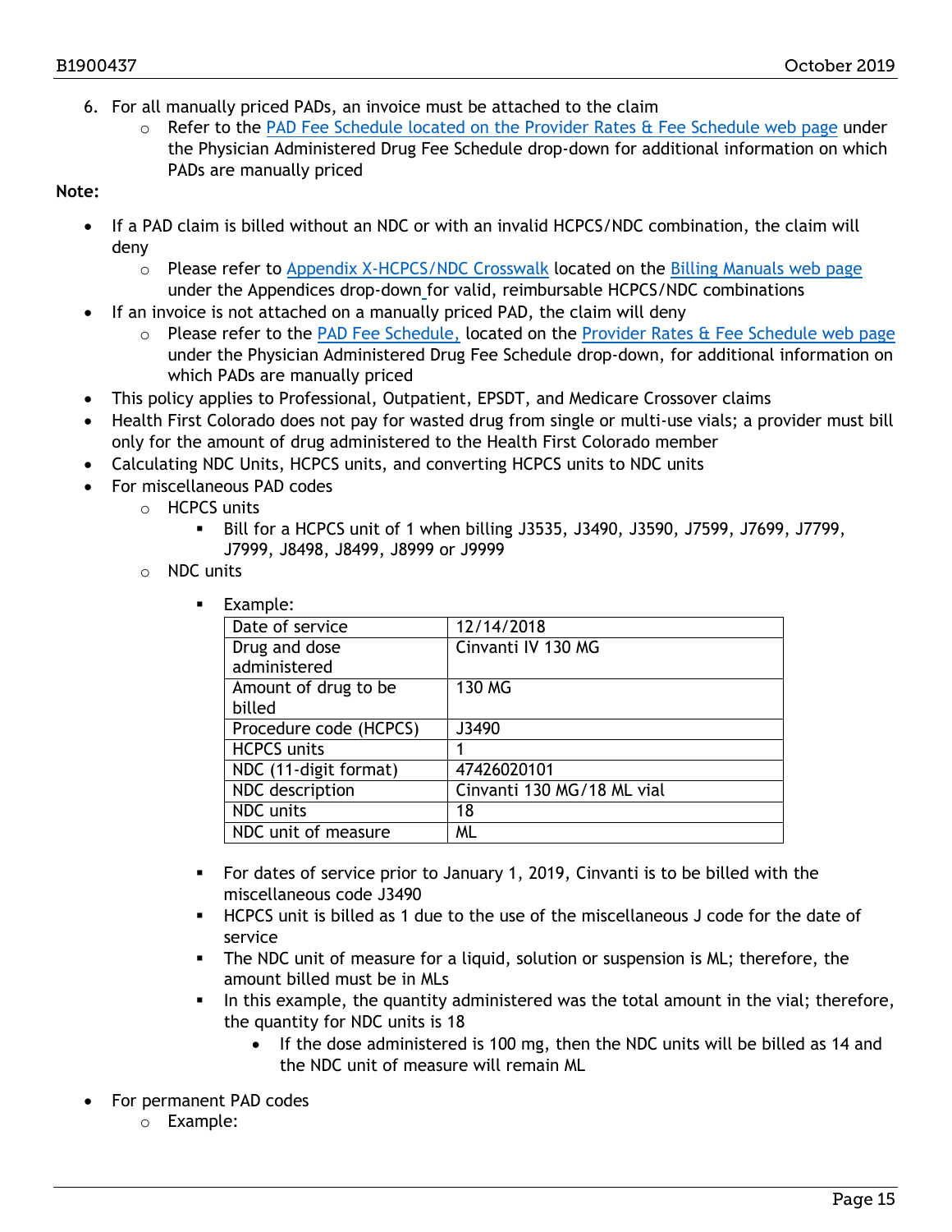6. For all manually priced PADs, an invoice must be attached to the claim
   - Refer to the PAD Fee Schedule located on the Provider Rates & Fee Schedule web page under the Physician Administered Drug Fee Schedule drop-down for additional information on which PADs are manually priced

**Note:**

- If a PAD claim is billed without an NDC or with an invalid HCPCS/NDC combination, the claim will deny
  - Please refer to Appendix X-HCPCS/NDC Crosswalk located on the Billing Manuals web page under the Appendices drop-down for valid, reimbursable HCPCS/NDC combinations
- If an invoice is not attached on a manually priced PAD, the claim will deny
  - Please refer to the PAD Fee Schedule, located on the Provider Rates & Fee Schedule web page under the Physician Administered Drug Fee Schedule drop-down, for additional information on which PADs are manually priced
- This policy applies to Professional, Outpatient, EPSDT, and Medicare Crossover claims
- Health First Colorado does not pay for wasted drug from single or multi-use vials; a provider must bill only for the amount of drug administered to the Health First Colorado member
- Calculating NDC Units, HCPCS units, and converting HCPCS units to NDC units
- For miscellaneous PAD codes
  - HCPCS units
    - Bill for a HCPCS unit of 1 when billing J3535, J3490, J3590, J7599, J7699, J7799, J7999, J8498, J8499, J8999 or J9999
  - NDC units
    - Example:

| Date of service | 12/14/2018 |
|---|---|
| Drug and dose administered | Cinvanti IV 130 MG |
| Amount of drug to be billed | 130 MG |
| Procedure code (HCPCS) | J3490 |
| HCPCS units | 1 |
| NDC (11-digit format) | 47426020101 |
| NDC description | Cinvanti 130 MG/18 ML vial |
| NDC units | 18 |
| NDC unit of measure | ML |

    - For dates of service prior to January 1, 2019, Cinvanti is to be billed with the miscellaneous code J3490
    - HCPCS unit is billed as 1 due to the use of the miscellaneous J code for the date of service
    - The NDC unit of measure for a liquid, solution or suspension is ML; therefore, the amount billed must be in MLs
    - In this example, the quantity administered was the total amount in the vial; therefore, the quantity for NDC units is 18
      - If the dose administered is 100 mg, then the NDC units will be billed as 14 and the NDC unit of measure will remain ML

- For permanent PAD codes
  - Example: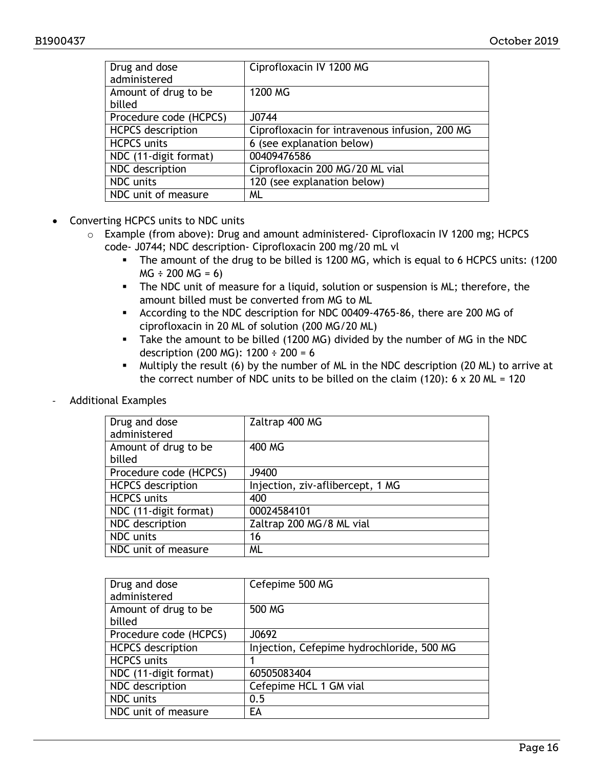| Drug and dose administered | Ciprofloxacin IV 1200 MG |
|---|---|
| Amount of drug to be billed | 1200 MG |
| Procedure code (HCPCS) | J0744 |
| HCPCS description | Ciprofloxacin for intravenous infusion, 200 MG |
| HCPCS units | 6 (see explanation below) |
| NDC (11-digit format) | 00409476586 |
| NDC description | Ciprofloxacin 200 MG/20 ML vial |
| NDC units | 120 (see explanation below) |
| NDC unit of measure | ML |

- Converting HCPCS units to NDC units
  - Example (from above): Drug and amount administered- Ciprofloxacin IV 1200 mg; HCPCS code- J0744; NDC description- Ciprofloxacin 200 mg/20 mL vl
    - The amount of the drug to be billed is 1200 MG, which is equal to 6 HCPCS units: (1200 MG ÷ 200 MG = 6)
    - The NDC unit of measure for a liquid, solution or suspension is ML; therefore, the amount billed must be converted from MG to ML
    - According to the NDC description for NDC 00409-4765-86, there are 200 MG of ciprofloxacin in 20 ML of solution (200 MG/20 ML)
    - Take the amount to be billed (1200 MG) divided by the number of MG in the NDC description (200 MG): 1200 ÷ 200 = 6
    - Multiply the result (6) by the number of ML in the NDC description (20 ML) to arrive at the correct number of NDC units to be billed on the claim (120): 6 x 20 ML = 120

- Additional Examples

| Drug and dose administered | Zaltrap 400 MG |
|---|---|
| Amount of drug to be billed | 400 MG |
| Procedure code (HCPCS) | J9400 |
| HCPCS description | Injection, ziv-aflibercept, 1 MG |
| HCPCS units | 400 |
| NDC (11-digit format) | 00024584101 |
| NDC description | Zaltrap 200 MG/8 ML vial |
| NDC units | 16 |
| NDC unit of measure | ML |

| Drug and dose administered | Cefepime 500 MG |
|---|---|
| Amount of drug to be billed | 500 MG |
| Procedure code (HCPCS) | J0692 |
| HCPCS description | Injection, Cefepime hydrochloride, 500 MG |
| HCPCS units | 1 |
| NDC (11-digit format) | 60505083404 |
| NDC description | Cefepime HCL 1 GM vial |
| NDC units | 0.5 |
| NDC unit of measure | EA |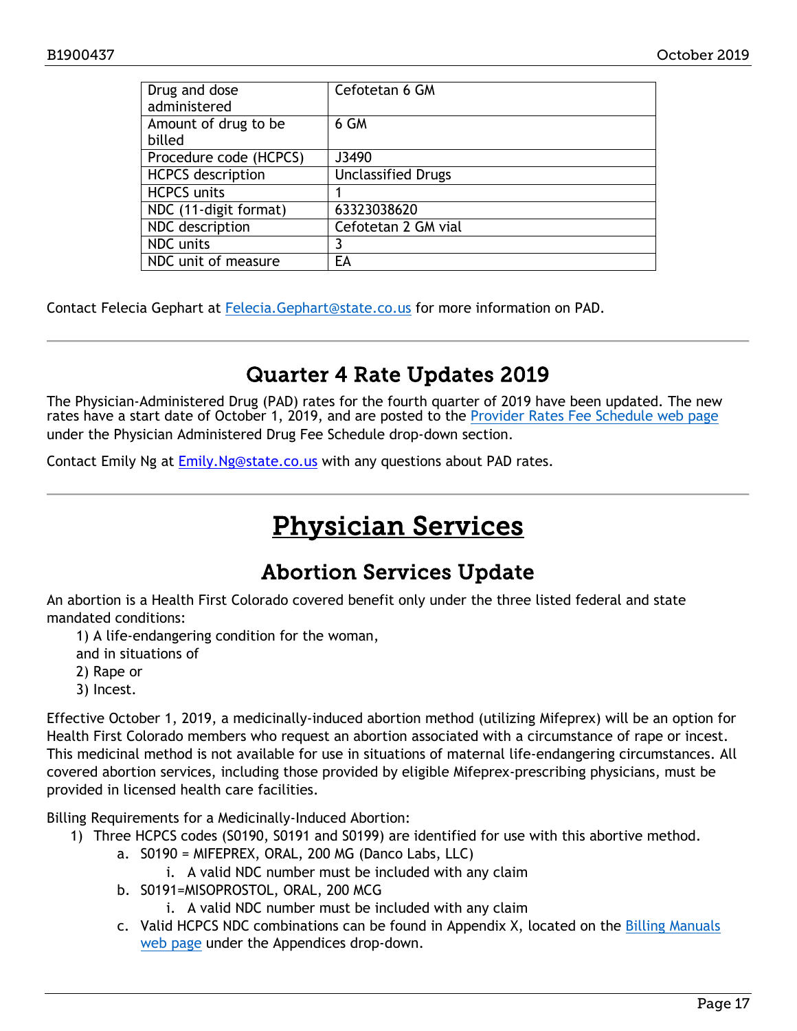| Drug and dose administered | Cefotetan 6 GM |
|---|---|
| Amount of drug to be billed | 6 GM |
| Procedure code (HCPCS) | J3490 |
| HCPCS description | Unclassified Drugs |
| HCPCS units | 1 |
| NDC (11-digit format) | 63323038620 |
| NDC description | Cefotetan 2 GM vial |
| NDC units | 3 |
| NDC unit of measure | EA |

Contact Felecia Gephart at Felecia.Gephart@state.co.us for more information on PAD.

---

## Quarter 4 Rate Updates 2019

The Physician-Administered Drug (PAD) rates for the fourth quarter of 2019 have been updated. The new rates have a start date of October 1, 2019, and are posted to the Provider Rates Fee Schedule web page under the Physician Administered Drug Fee Schedule drop-down section.

Contact Emily Ng at Emily.Ng@state.co.us with any questions about PAD rates.

---

# Physician Services

## Abortion Services Update

An abortion is a Health First Colorado covered benefit only under the three listed federal and state mandated conditions:

1) A life-endangering condition for the woman,
and in situations of
2) Rape or
3) Incest.

Effective October 1, 2019, a medicinally-induced abortion method (utilizing Mifeprex) will be an option for Health First Colorado members who request an abortion associated with a circumstance of rape or incest. This medicinal method is not available for use in situations of maternal life-endangering circumstances. All covered abortion services, including those provided by eligible Mifeprex-prescribing physicians, must be provided in licensed health care facilities.

Billing Requirements for a Medicinally-Induced Abortion:

1) Three HCPCS codes (S0190, S0191 and S0199) are identified for use with this abortive method.
    a. S0190 = MIFEPREX, ORAL, 200 MG (Danco Labs, LLC)
        i. A valid NDC number must be included with any claim
    b. S0191=MISOPROSTOL, ORAL, 200 MCG
        i. A valid NDC number must be included with any claim
    c. Valid HCPCS NDC combinations can be found in Appendix X, located on the Billing Manuals web page under the Appendices drop-down.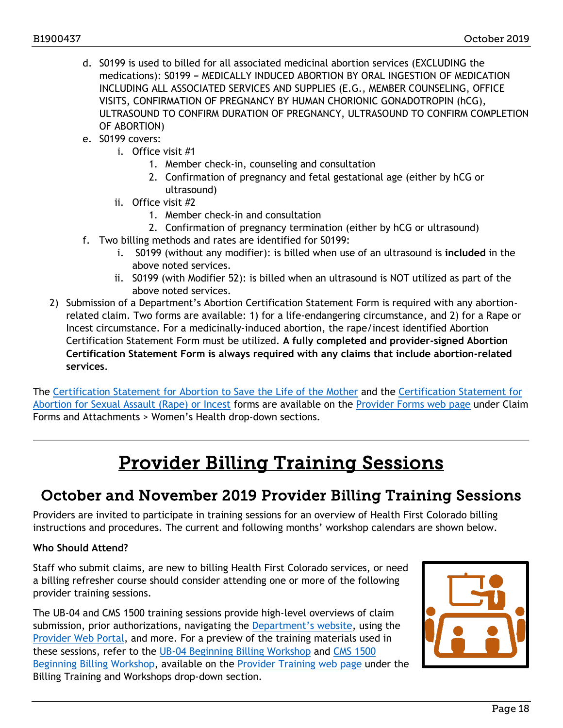d. S0199 is used to billed for all associated medicinal abortion services (EXCLUDING the medications): S0199 = MEDICALLY INDUCED ABORTION BY ORAL INGESTION OF MEDICATION INCLUDING ALL ASSOCIATED SERVICES AND SUPPLIES (E.G., MEMBER COUNSELING, OFFICE VISITS, CONFIRMATION OF PREGNANCY BY HUMAN CHORIONIC GONADOTROPIN (hCG), ULTRASOUND TO CONFIRM DURATION OF PREGNANCY, ULTRASOUND TO CONFIRM COMPLETION OF ABORTION)
   e. S0199 covers:
      i. Office visit #1
         1. Member check-in, counseling and consultation
         2. Confirmation of pregnancy and fetal gestational age (either by hCG or ultrasound)
      ii. Office visit #2
         1. Member check-in and consultation
         2. Confirmation of pregnancy termination (either by hCG or ultrasound)
   f. Two billing methods and rates are identified for S0199:
      i. S0199 (without any modifier): is billed when use of an ultrasound is **included** in the above noted services.
      ii. S0199 (with Modifier 52): is billed when an ultrasound is NOT utilized as part of the above noted services.

2) Submission of a Department's Abortion Certification Statement Form is required with any abortion-related claim. Two forms are available: 1) for a life-endangering circumstance, and 2) for a Rape or Incest circumstance. For a medicinally-induced abortion, the rape/incest identified Abortion Certification Statement Form must be utilized. **A fully completed and provider-signed Abortion Certification Statement Form is always required with any claims that include abortion-related services**.

The Certification Statement for Abortion to Save the Life of the Mother and the Certification Statement for Abortion for Sexual Assault (Rape) or Incest forms are available on the Provider Forms web page under Claim Forms and Attachments > Women's Health drop-down sections.

# Provider Billing Training Sessions

## October and November 2019 Provider Billing Training Sessions

Providers are invited to participate in training sessions for an overview of Health First Colorado billing instructions and procedures. The current and following months' workshop calendars are shown below.

**Who Should Attend?**

Staff who submit claims, are new to billing Health First Colorado services, or need a billing refresher course should consider attending one or more of the following provider training sessions.

The UB-04 and CMS 1500 training sessions provide high-level overviews of claim submission, prior authorizations, navigating the Department's website, using the Provider Web Portal, and more. For a preview of the training materials used in these sessions, refer to the UB-04 Beginning Billing Workshop and CMS 1500 Beginning Billing Workshop, available on the Provider Training web page under the Billing Training and Workshops drop-down section.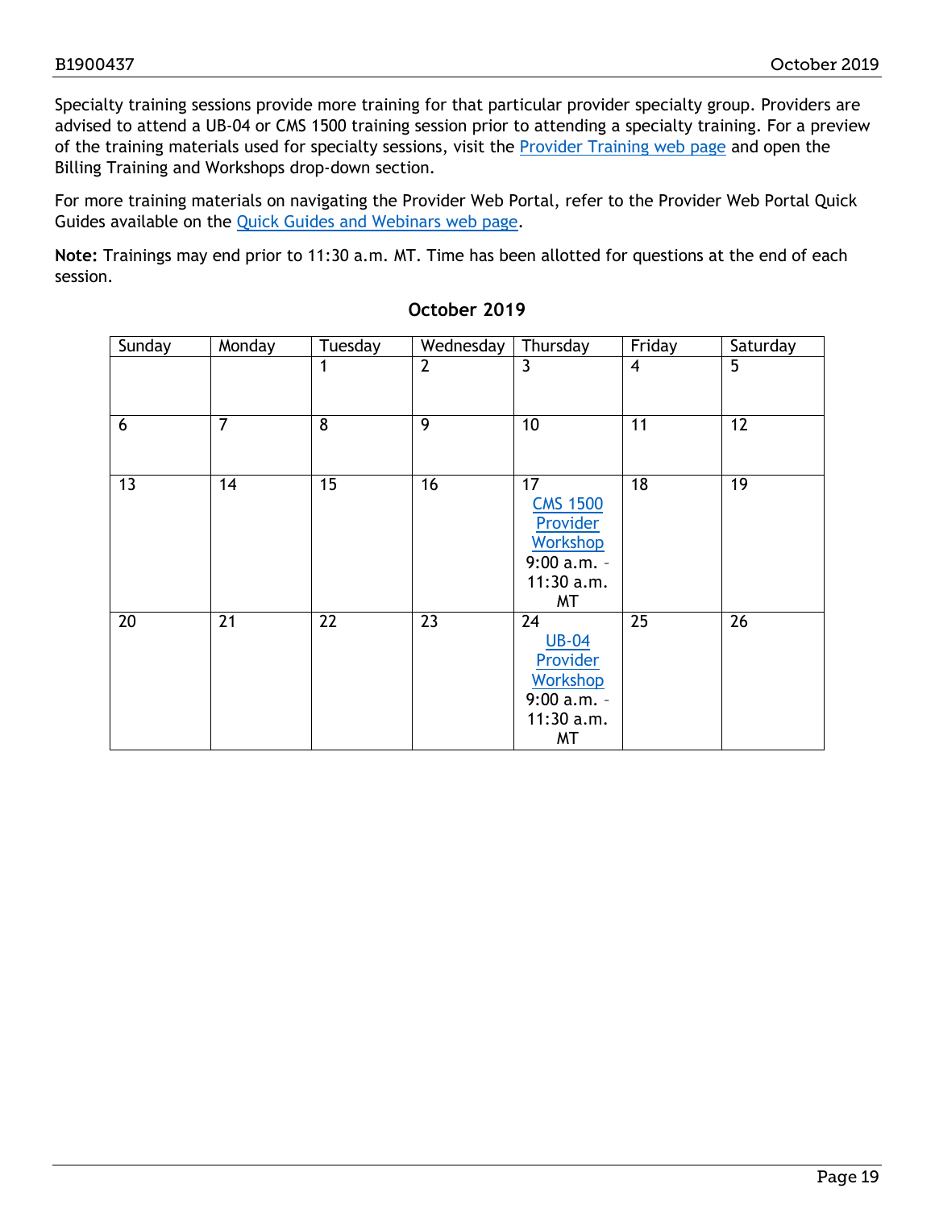Specialty training sessions provide more training for that particular provider specialty group. Providers are advised to attend a UB-04 or CMS 1500 training session prior to attending a specialty training. For a preview of the training materials used for specialty sessions, visit the Provider Training web page and open the Billing Training and Workshops drop-down section.

For more training materials on navigating the Provider Web Portal, refer to the Provider Web Portal Quick Guides available on the Quick Guides and Webinars web page.

**Note:** Trainings may end prior to 11:30 a.m. MT. Time has been allotted for questions at the end of each session.

**October 2019**

| Sunday | Monday | Tuesday | Wednesday | Thursday | Friday | Saturday |
|---|---|---|---|---|---|---|
| | | 1 | 2 | 3 | 4 | 5 |
| 6 | 7 | 8 | 9 | 10 | 11 | 12 |
| 13 | 14 | 15 | 16 | 17 CMS 1500 Provider Workshop 9:00 a.m. - 11:30 a.m. MT | 18 | 19 |
| 20 | 21 | 22 | 23 | 24 UB-04 Provider Workshop 9:00 a.m. - 11:30 a.m. MT | 25 | 26 |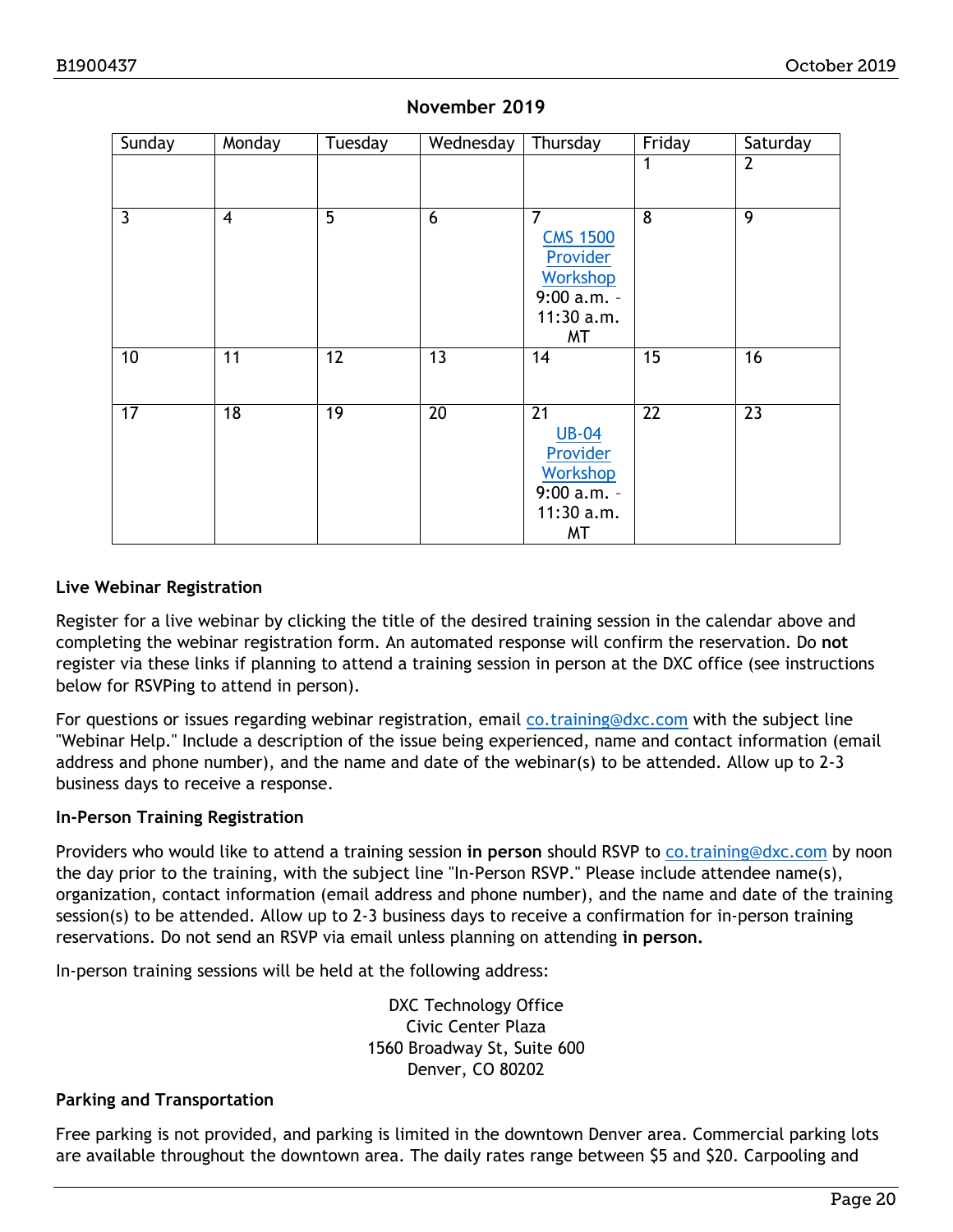## November 2019

| Sunday | Monday | Tuesday | Wednesday | Thursday | Friday | Saturday |
|---|---|---|---|---|---|---|
| | | | | | 1 | 2 |
| 3 | 4 | 5 | 6 | 7 CMS 1500 Provider Workshop 9:00 a.m. - 11:30 a.m. MT | 8 | 9 |
| 10 | 11 | 12 | 13 | 14 | 15 | 16 |
| 17 | 18 | 19 | 20 | 21 UB-04 Provider Workshop 9:00 a.m. - 11:30 a.m. MT | 22 | 23 |

**Live Webinar Registration**

Register for a live webinar by clicking the title of the desired training session in the calendar above and completing the webinar registration form. An automated response will confirm the reservation. Do **not** register via these links if planning to attend a training session in person at the DXC office (see instructions below for RSVPing to attend in person).

For questions or issues regarding webinar registration, email co.training@dxc.com with the subject line "Webinar Help." Include a description of the issue being experienced, name and contact information (email address and phone number), and the name and date of the webinar(s) to be attended. Allow up to 2-3 business days to receive a response.

**In-Person Training Registration**

Providers who would like to attend a training session **in person** should RSVP to co.training@dxc.com by noon the day prior to the training, with the subject line "In-Person RSVP." Please include attendee name(s), organization, contact information (email address and phone number), and the name and date of the training session(s) to be attended. Allow up to 2-3 business days to receive a confirmation for in-person training reservations. Do not send an RSVP via email unless planning on attending **in person.**

In-person training sessions will be held at the following address:

DXC Technology Office
Civic Center Plaza
1560 Broadway St, Suite 600
Denver, CO 80202

**Parking and Transportation**

Free parking is not provided, and parking is limited in the downtown Denver area. Commercial parking lots are available throughout the downtown area. The daily rates range between $5 and $20. Carpooling and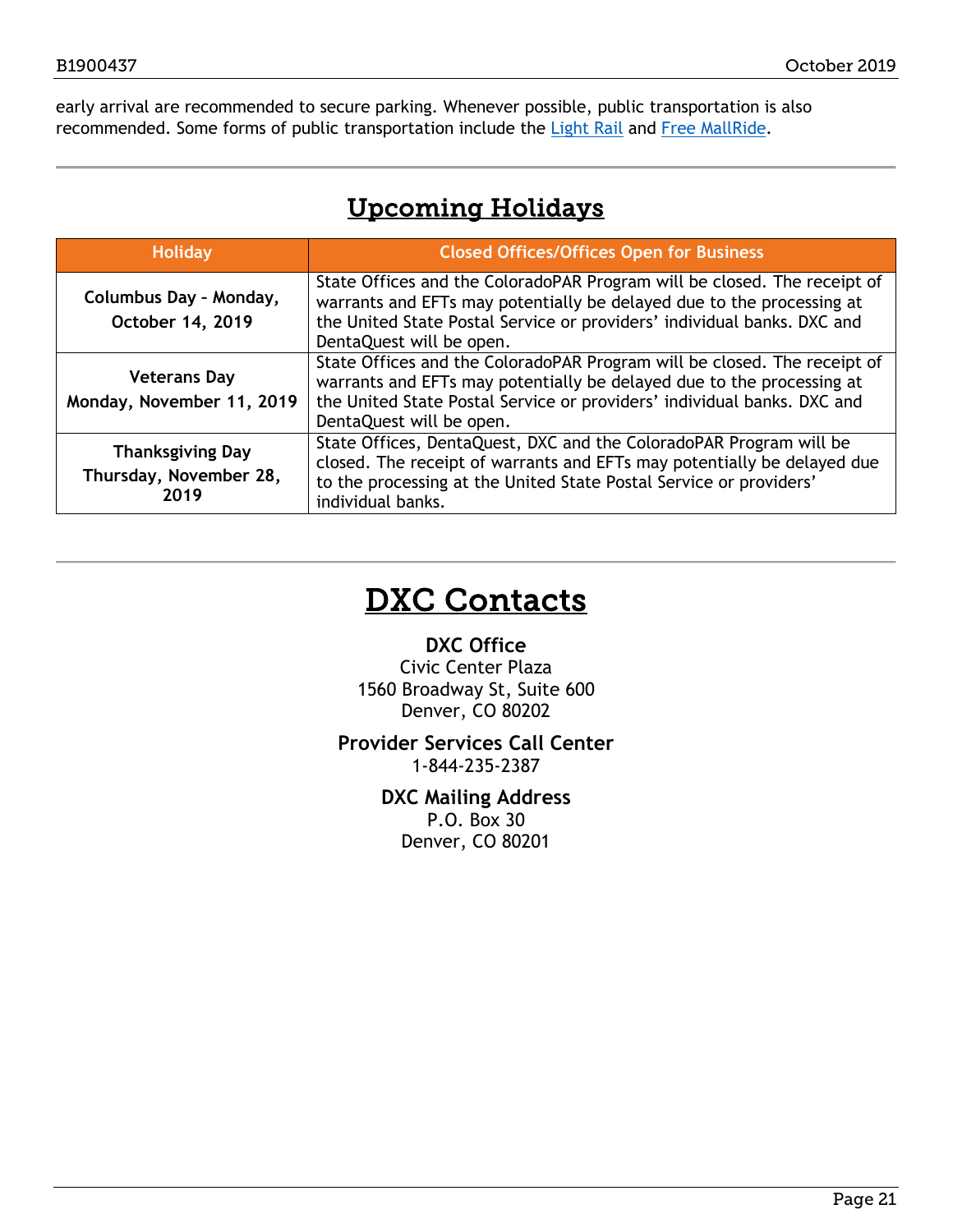early arrival are recommended to secure parking. Whenever possible, public transportation is also recommended. Some forms of public transportation include the Light Rail and Free MallRide.

## Upcoming Holidays

| Holiday | Closed Offices/Offices Open for Business |
| --- | --- |
| **Columbus Day – Monday, October 14, 2019** | State Offices and the ColoradoPAR Program will be closed. The receipt of warrants and EFTs may potentially be delayed due to the processing at the United State Postal Service or providers' individual banks. DXC and DentaQuest will be open. |
| **Veterans Day Monday, November 11, 2019** | State Offices and the ColoradoPAR Program will be closed. The receipt of warrants and EFTs may potentially be delayed due to the processing at the United State Postal Service or providers' individual banks. DXC and DentaQuest will be open. |
| **Thanksgiving Day Thursday, November 28, 2019** | State Offices, DentaQuest, DXC and the ColoradoPAR Program will be closed. The receipt of warrants and EFTs may potentially be delayed due to the processing at the United State Postal Service or providers' individual banks. |

# DXC Contacts

**DXC Office**
Civic Center Plaza
1560 Broadway St, Suite 600
Denver, CO 80202

**Provider Services Call Center**
1-844-235-2387

**DXC Mailing Address**
P.O. Box 30
Denver, CO 80201